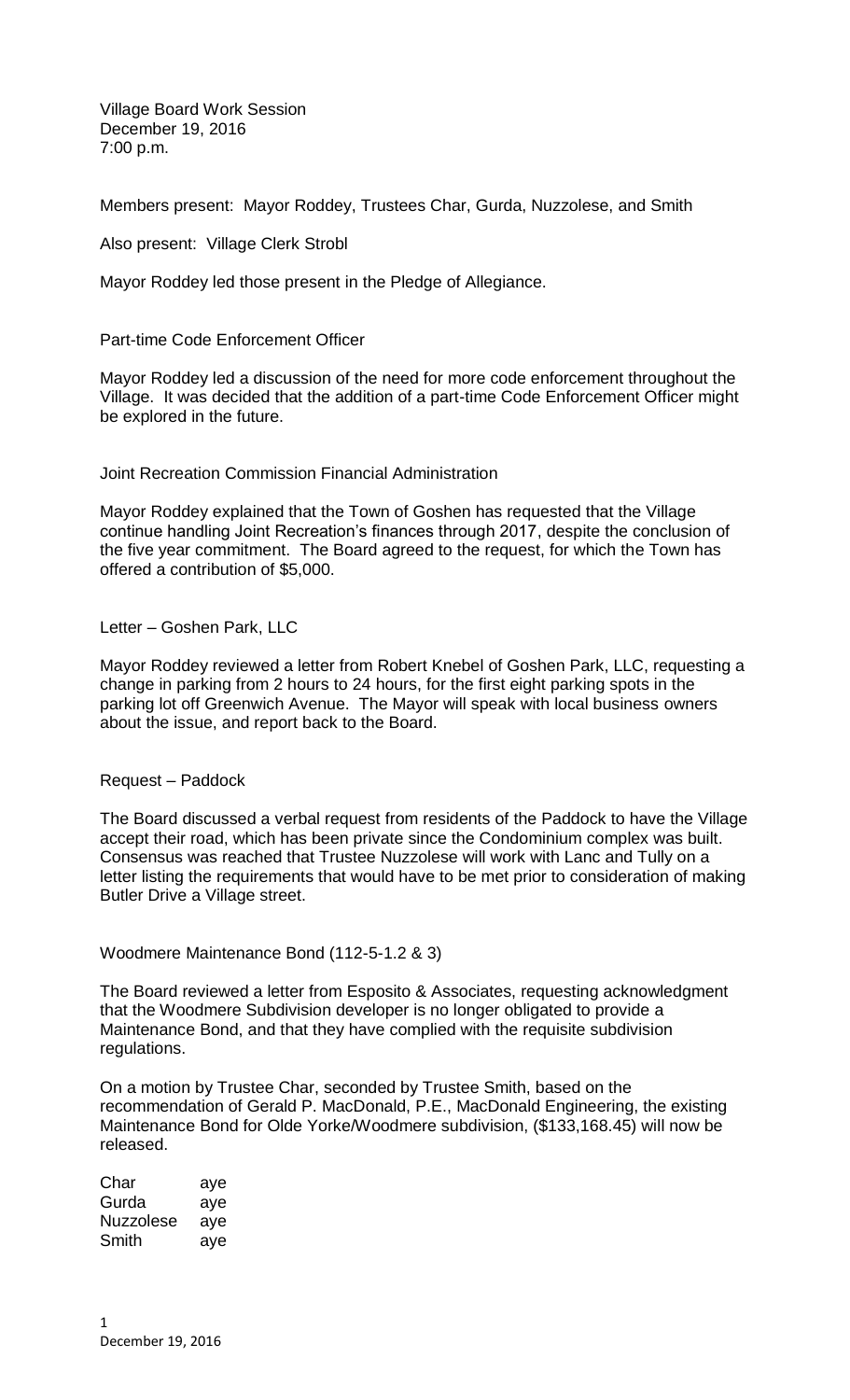Village Board Work Session
December 19, 2016
7:00 p.m.

Members present: Mayor Roddey, Trustees Char, Gurda, Nuzzolese, and Smith

Also present: Village Clerk Strobl

Mayor Roddey led those present in the Pledge of Allegiance.

Part-time Code Enforcement Officer

Mayor Roddey led a discussion of the need for more code enforcement throughout the Village. It was decided that the addition of a part-time Code Enforcement Officer might be explored in the future.

Joint Recreation Commission Financial Administration

Mayor Roddey explained that the Town of Goshen has requested that the Village continue handling Joint Recreation's finances through 2017, despite the conclusion of the five year commitment. The Board agreed to the request, for which the Town has offered a contribution of $5,000.

Letter – Goshen Park, LLC

Mayor Roddey reviewed a letter from Robert Knebel of Goshen Park, LLC, requesting a change in parking from 2 hours to 24 hours, for the first eight parking spots in the parking lot off Greenwich Avenue. The Mayor will speak with local business owners about the issue, and report back to the Board.

Request – Paddock

The Board discussed a verbal request from residents of the Paddock to have the Village accept their road, which has been private since the Condominium complex was built. Consensus was reached that Trustee Nuzzolese will work with Lanc and Tully on a letter listing the requirements that would have to be met prior to consideration of making Butler Drive a Village street.

Woodmere Maintenance Bond (112-5-1.2 & 3)

The Board reviewed a letter from Esposito & Associates, requesting acknowledgment that the Woodmere Subdivision developer is no longer obligated to provide a Maintenance Bond, and that they have complied with the requisite subdivision regulations.

On a motion by Trustee Char, seconded by Trustee Smith, based on the recommendation of Gerald P. MacDonald, P.E., MacDonald Engineering, the existing Maintenance Bond for Olde Yorke/Woodmere subdivision, ($133,168.45) will now be released.

| | |
|---|---|
| Char | aye |
| Gurda | aye |
| Nuzzolese | aye |
| Smith | aye |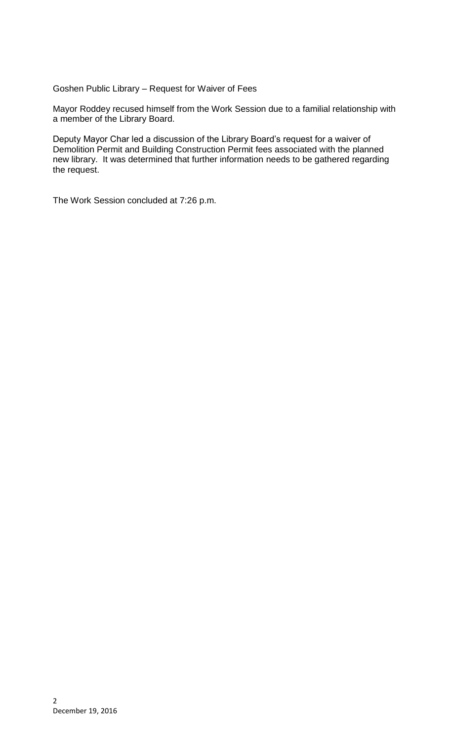Goshen Public Library – Request for Waiver of Fees

Mayor Roddey recused himself from the Work Session due to a familial relationship with a member of the Library Board.

Deputy Mayor Char led a discussion of the Library Board's request for a waiver of Demolition Permit and Building Construction Permit fees associated with the planned new library. It was determined that further information needs to be gathered regarding the request.

The Work Session concluded at 7:26 p.m.